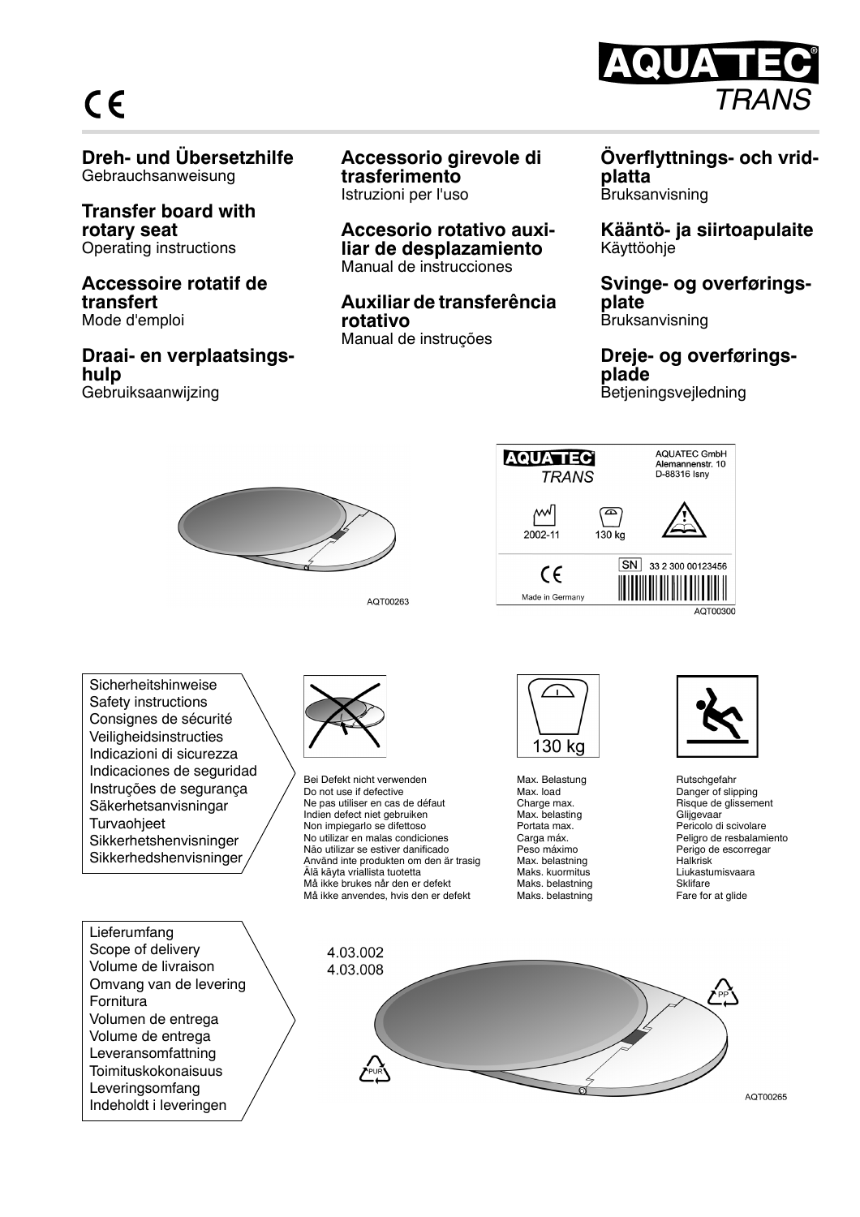CE

**AQUATEC®**
*TRANS*

**Dreh- und Übersetzhilfe**
Gebrauchsanweisung

**Transfer board with rotary seat**
Operating instructions

**Accessoire rotatif de transfert**
Mode d'emploi

**Draai- en verplaatsingshulp**
Gebruiksaanwijzing

**Accessorio girevole di trasferimento**
Istruzioni per l'uso

**Accesorio rotativo auxiliar de desplazamiento**
Manual de instrucciones

**Auxiliar de transferência rotativo**
Manual de instruções

**Överflyttnings- och vridplatta**
Bruksanvisning

**Kääntö- ja siirtoapulaite**
Käyttöohje

**Svinge- og overføringsplate**
Bruksanvisning

**Dreje- og overføringsplade**
Betjeningsvejledning

AQT00263

AQUATEC *TRANS*
AQUATEC GmbH
Alemannenstr. 10
D-88316 Isny

2002-11
130 kg

SN 33 2 300 00123456

CE
Made in Germany

AQT00300

Sicherheitshinweise
Safety instructions
Consignes de sécurité
Veiligheidsinstructies
Indicazioni di sicurezza
Indicaciones de seguridad
Instruções de segurança
Säkerhetsanvisningar
Turvaohjeet
Sikkerhetshenvisninger
Sikkerhedshenvisninger

Bei Defekt nicht verwenden
Do not use if defective
Ne pas utiliser en cas de défaut
Indien defect niet gebruiken
Non impiegarlo se difettoso
No utilizar en malas condiciones
Não utilizar se estiver danificado
Använd inte produkten om den är trasig
Älä käytä viallista tuotetta
Må ikke brukes når den er defekt
Må ikke anvendes, hvis den er defekt

130 kg
Max. Belastung
Max. load
Charge max.
Max. belasting
Portata max.
Carga máx.
Peso máximo
Max. belastning
Maks. kuormitus
Maks. belastning
Maks. belastning

Rutschgefahr
Danger of slipping
Risque de glissement
Glijgevaar
Pericolo di scivolare
Peligro de resbalamiento
Perigo de escorregar
Halkrisk
Liukastumisvaara
Sklifare
Fare for at glide

Lieferumfang
Scope of delivery
Volume de livraison
Omvang van de levering
Fornitura
Volumen de entrega
Volume de entrega
Leveransomfattning
Toimituskokonaisuus
Leveringsomfang
Indeholdt i leveringen

4.03.002
4.03.008

PP
PUR

AQT00265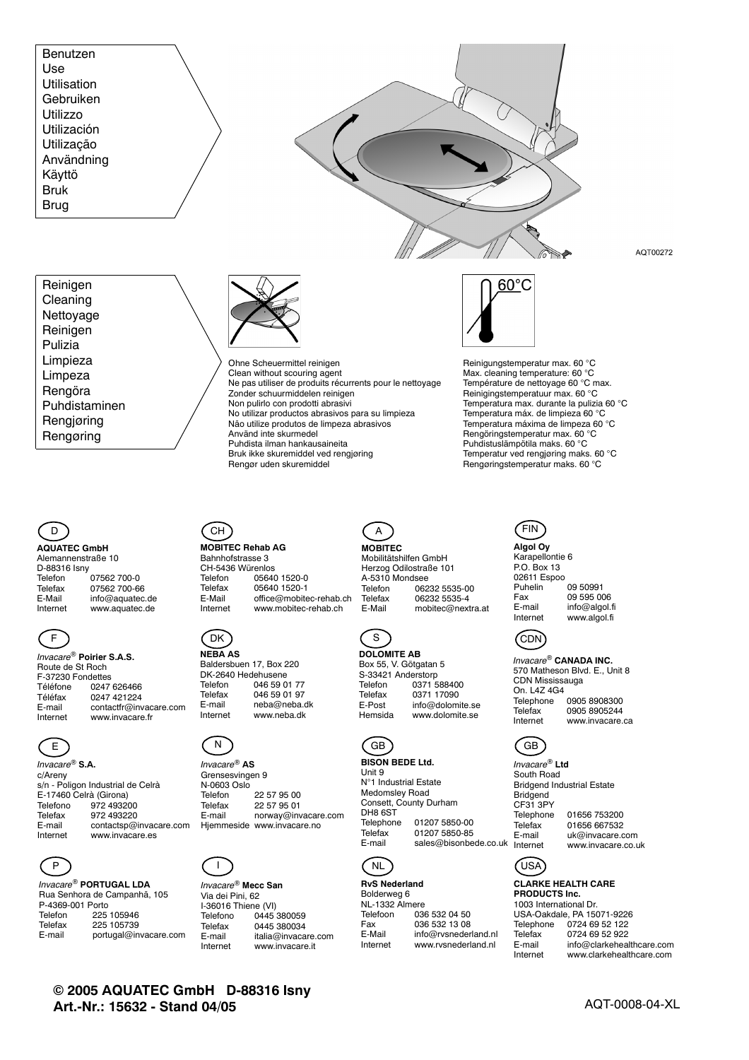Benutzen
Use
Utilisation
Gebruiken
Utilizzo
Utilización
Utilização
Användning
Käyttö
Bruk
Brug

AQT00272

Reinigen
Cleaning
Nettoyage
Reinigen
Pulizia
Limpieza
Limpeza
Rengöra
Puhdistaminen
Rengjøring
Rengøring

Ohne Scheuermittel reinigen
Clean without scouring agent
Ne pas utiliser de produits récurrents pour le nettoyage
Zonder schuurmiddelen reinigen
Non pulirlo con prodotti abrasivi
No utilizar productos abrasivos para su limpieza
Não utilize produtos de limpeza abrasivos
Använd inte skurmedel
Puhdista ilman hankausaineita
Bruk ikke skuremiddel ved rengjøring
Rengør uden skuremiddel

60°C

Reinigungstemperatur max. 60 °C
Max. cleaning temperature: 60 °C
Température de nettoyage 60 °C max.
Reinigingstemperatuur max. 60 °C
Temperatura max. durante la pulizia 60 °C
Temperatura máx. de limpieza 60 °C
Temperatura máxima de limpeza 60 °C
Rengöringstemperatur max. 60 °C
Puhdistuslämpötila maks. 60 °C
Temperatur ved rengjøring maks. 60 °C
Rengøringstemperatur maks. 60 °C

D

**AQUATEC GmbH**
Alemannenstraße 10
D-88316 Isny
Telefon 07562 700-0
Telefax 07562 700-66
E-Mail info@aquatec.de
Internet www.aquatec.de

CH

**MOBITEC Rehab AG**
Bahnhofstrasse 3
CH-5436 Würenlos
Telefon 05640 1520-0
Telefax 05640 1520-1
E-Mail office@mobitec-rehab.ch
Internet www.mobitec-rehab.ch

A

**MOBITEC**
Mobilitätshilfen GmbH
Herzog Odilostraße 101
A-5310 Mondsee
Telefon 06232 5535-00
Telefax 06232 5535-4
E-Mail mobitec@nextra.at

FIN

**Algol Oy**
Karapellontie 6
P.O. Box 13
02611 Espoo
Puhelin 09 50991
Fax 09 595 006
E-mail info@algol.fi
Internet www.algol.fi

F

*Invacare*® **Poirier S.A.S.**
Route de St Roch
F-37230 Fondettes
Téléfone 0247 626466
Téléfax 0247 421224
E-mail contactfr@invacare.com
Internet www.invacare.fr

DK

**NEBA AS**
Baldersbuen 17, Box 220
DK-2640 Hedehusene
Telefon 046 59 01 77
Telefax 046 59 01 97
E-mail neba@neba.dk
Internet www.neba.dk

S

**DOLOMITE AB**
Box 55, V. Götgatan 5
S-33421 Anderstorp
Telefon 0371 588400
Telefax 0371 17090
E-Post info@dolomite.se
Hemsida www.dolomite.se

CDN

*Invacare*® **CANADA INC.**
570 Matheson Blvd. E., Unit 8
CDN Mississauga
On. L4Z 4G4
Telephone 0905 8908300
Telefax 0905 8905244
Internet www.invacare.ca

E

*Invacare*® **S.A.**
c/Areny
s/n - Poligon Industrial de Celrà
E-17460 Celrà (Girona)
Telefono 972 493200
Telefax 972 493220
E-mail contactsp@invacare.com
Internet www.invacare.es

N

*Invacare*® **AS**
Grensesvingen 9
N-0603 Oslo
Telefon 22 57 95 00
Telefax 22 57 95 01
E-mail norway@invacare.com
Hjemmeside www.invacare.no

GB

**BISON BEDE Ltd.**
Unit 9
N°1 Industrial Estate
Medomsley Road
Consett, County Durham
DH8 6ST
Telephone 01207 5850-00
Telefax 01207 5850-85
E-mail sales@bisonbede.co.uk

GB

*Invacare*® **Ltd**
South Road
Bridgend Industrial Estate
Bridgend
CF31 3PY
Telephone 01656 753200
Telefax 01656 667532
E-mail uk@invacare.com
Internet www.invacare.co.uk

P

*Invacare*® **PORTUGAL LDA**
Rua Senhora de Campanhã, 105
P-4369-001 Porto
Telefon 225 105946
Telefax 225 105739
E-mail portugal@invacare.com

I

*Invacare*® **Mecc San**
Via dei Pini, 62
I-36016 Thiene (VI)
Telefono 0445 380059
Telefax 0445 380034
E-mail italia@invacare.com
Internet www.invacare.it

NL

**RvS Nederland**
Bolderweg 6
NL-1332 Almere
Telefoon 036 532 04 50
Fax 036 532 13 08
E-Mail info@rvsnederland.nl
Internet www.rvsnederland.nl

USA

**CLARKE HEALTH CARE PRODUCTS Inc.**
1003 International Dr.
USA-Oakdale, PA 15071-9226
Telephone 0724 69 52 122
Telefax 0724 69 52 922
E-mail info@clarkehealthcare.com
Internet www.clarkehealthcare.com

**© 2005 AQUATEC GmbH D-88316 Isny**
**Art.-Nr.: 15632 - Stand 04/05**

AQT-0008-04-XL